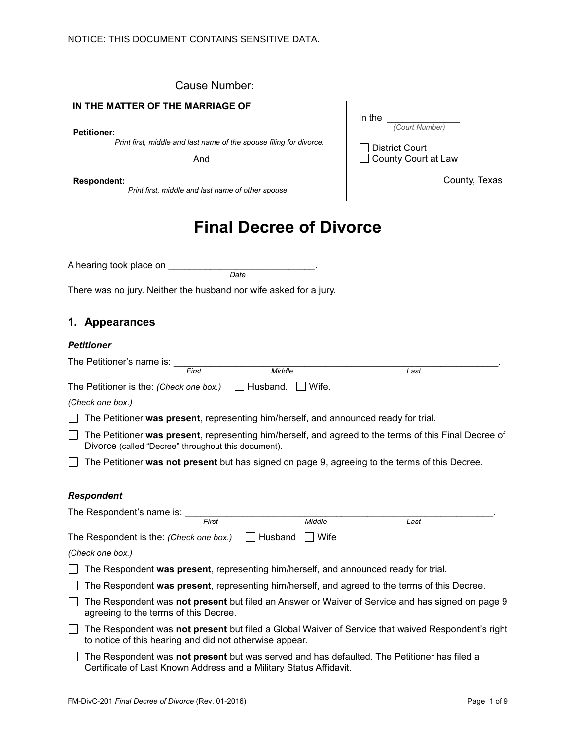NOTICE: THIS DOCUMENT CONTAINS SENSITIVE DATA.

Cause Number: ____________________________

**IN THE MATTER OF THE MARRIAGE OF**

**Petitioner:** ______________________________________________
*Print first, middle and last name of the spouse filing for divorce.*

And

**Respondent:** ______________________________________________
*Print first, middle and last name of other spouse.*

In the _______________
*(Court Number)*

☐ District Court
☐ County Court at Law

__________________ County, Texas

# Final Decree of Divorce

A hearing took place on _____________________________.
*Date*

There was no jury. Neither the husband nor wife asked for a jury.

## 1. Appearances

### *Petitioner*

The Petitioner's name is: ________________________________________________________________.
*First* *Middle* *Last*

The Petitioner is the: *(Check one box.)* ☐ Husband. ☐ Wife.

*(Check one box.)*

☐ The Petitioner **was present**, representing him/herself, and announced ready for trial.

☐ The Petitioner **was present**, representing him/herself, and agreed to the terms of this Final Decree of Divorce (called "Decree" throughout this document).

☐ The Petitioner **was not present** but has signed on page 9, agreeing to the terms of this Decree.

### *Respondent*

The Respondent's name is: ______________________________________________________________.
*First* *Middle* *Last*

The Respondent is the: *(Check one box.)* ☐ Husband ☐ Wife

*(Check one box.)*

☐ The Respondent **was present**, representing him/herself, and announced ready for trial.

☐ The Respondent **was present**, representing him/herself, and agreed to the terms of this Decree.

☐ The Respondent was **not present** but filed an Answer or Waiver of Service and has signed on page 9 agreeing to the terms of this Decree.

☐ The Respondent was **not present** but filed a Global Waiver of Service that waived Respondent's right to notice of this hearing and did not otherwise appear.

☐ The Respondent was **not present** but was served and has defaulted. The Petitioner has filed a Certificate of Last Known Address and a Military Status Affidavit.

FM-DivC-201 *Final Decree of Divorce* (Rev. 01-2016)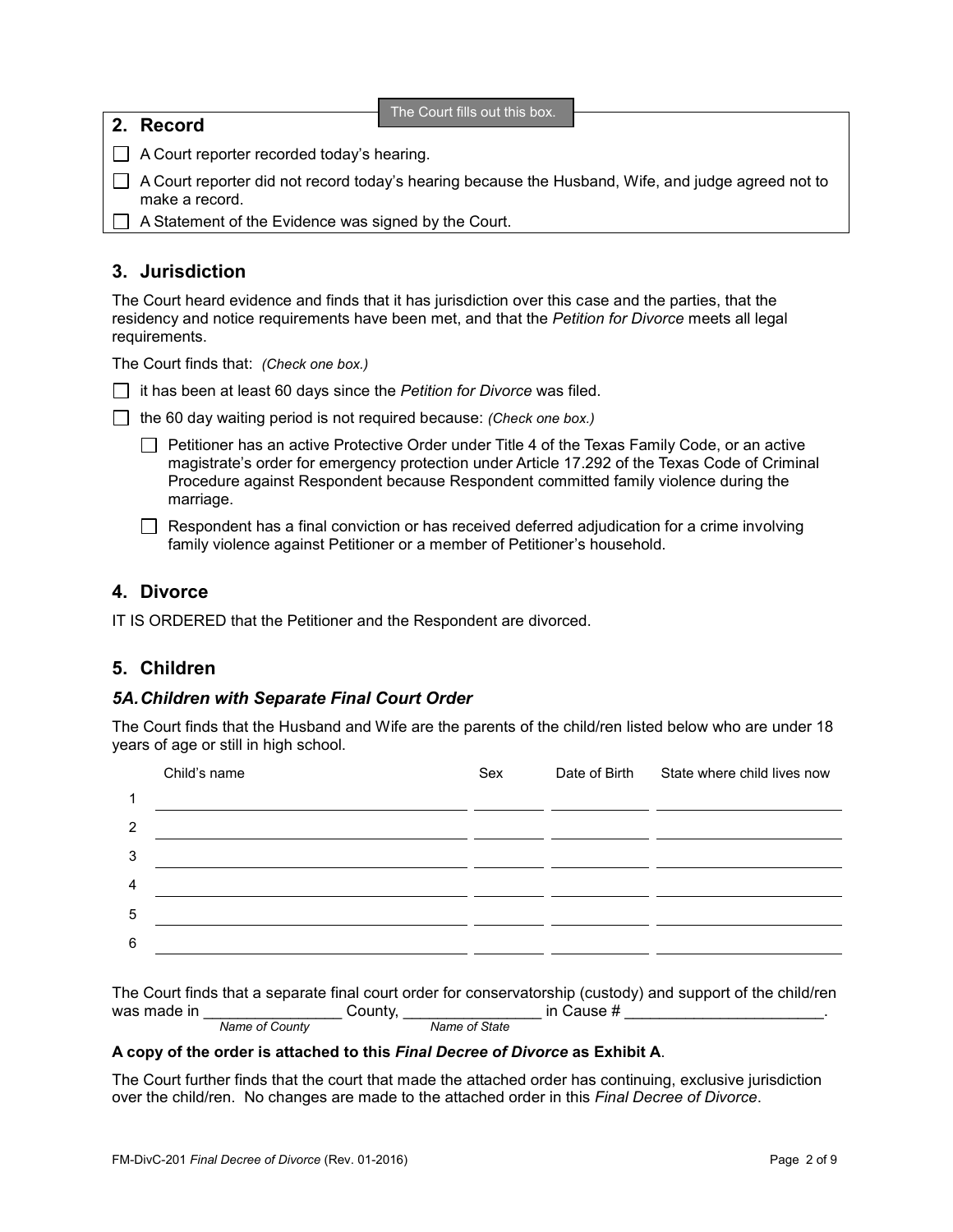## 2. Record

The Court fills out this box.

- ☐ A Court reporter recorded today's hearing.
- ☐ A Court reporter did not record today's hearing because the Husband, Wife, and judge agreed not to make a record.
- ☐ A Statement of the Evidence was signed by the Court.

## 3. Jurisdiction

The Court heard evidence and finds that it has jurisdiction over this case and the parties, that the residency and notice requirements have been met, and that the *Petition for Divorce* meets all legal requirements.

The Court finds that: *(Check one box.)*

- ☐ it has been at least 60 days since the *Petition for Divorce* was filed.
- ☐ the 60 day waiting period is not required because: *(Check one box.)*
  - ☐ Petitioner has an active Protective Order under Title 4 of the Texas Family Code, or an active magistrate's order for emergency protection under Article 17.292 of the Texas Code of Criminal Procedure against Respondent because Respondent committed family violence during the marriage.
  - ☐ Respondent has a final conviction or has received deferred adjudication for a crime involving family violence against Petitioner or a member of Petitioner's household.

## 4. Divorce

IT IS ORDERED that the Petitioner and the Respondent are divorced.

## 5. Children

### *5A. Children with Separate Final Court Order*

The Court finds that the Husband and Wife are the parents of the child/ren listed below who are under 18 years of age or still in high school.

| | Child's name | Sex | Date of Birth | State where child lives now |
|---|---|---|---|---|
| 1 | | | | |
| 2 | | | | |
| 3 | | | | |
| 4 | | | | |
| 5 | | | | |
| 6 | | | | |

The Court finds that a separate final court order for conservatorship (custody) and support of the child/ren was made in ________________ County, ________________ in Cause # ________________________.
*Name of County* *Name of State*

**A copy of the order is attached to this *Final Decree of Divorce* as Exhibit A**.

The Court further finds that the court that made the attached order has continuing, exclusive jurisdiction over the child/ren. No changes are made to the attached order in this *Final Decree of Divorce*.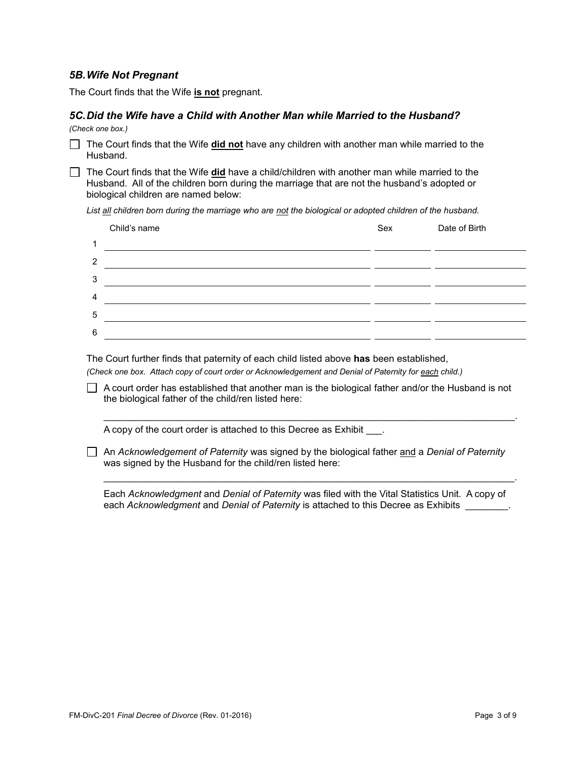### *5B. Wife Not Pregnant*

The Court finds that the Wife **is not** pregnant.

### *5C. Did the Wife have a Child with Another Man while Married to the Husband?*

*(Check one box.)*

☐ The Court finds that the Wife **did not** have any children with another man while married to the Husband.

☐ The Court finds that the Wife **did** have a child/children with another man while married to the Husband. All of the children born during the marriage that are not the husband's adopted or biological children are named below:

*List all children born during the marriage who are not the biological or adopted children of the husband.*

| | Child's name | Sex | Date of Birth |
|---|---|---|---|
| 1 | | | |
| 2 | | | |
| 3 | | | |
| 4 | | | |
| 5 | | | |
| 6 | | | |

The Court further finds that paternity of each child listed above **has** been established,

*(Check one box. Attach copy of court order or Acknowledgement and Denial of Paternity for each child.)*

☐ A court order has established that another man is the biological father and/or the Husband is not the biological father of the child/ren listed here:

______________________________________________________________________________.

A copy of the court order is attached to this Decree as Exhibit ___.

☐ An *Acknowledgement of Paternity* was signed by the biological father and a *Denial of Paternity* was signed by the Husband for the child/ren listed here:

______________________________________________________________________________.

Each *Acknowledgment* and *Denial of Paternity* was filed with the Vital Statistics Unit. A copy of each *Acknowledgment* and *Denial of Paternity* is attached to this Decree as Exhibits ________.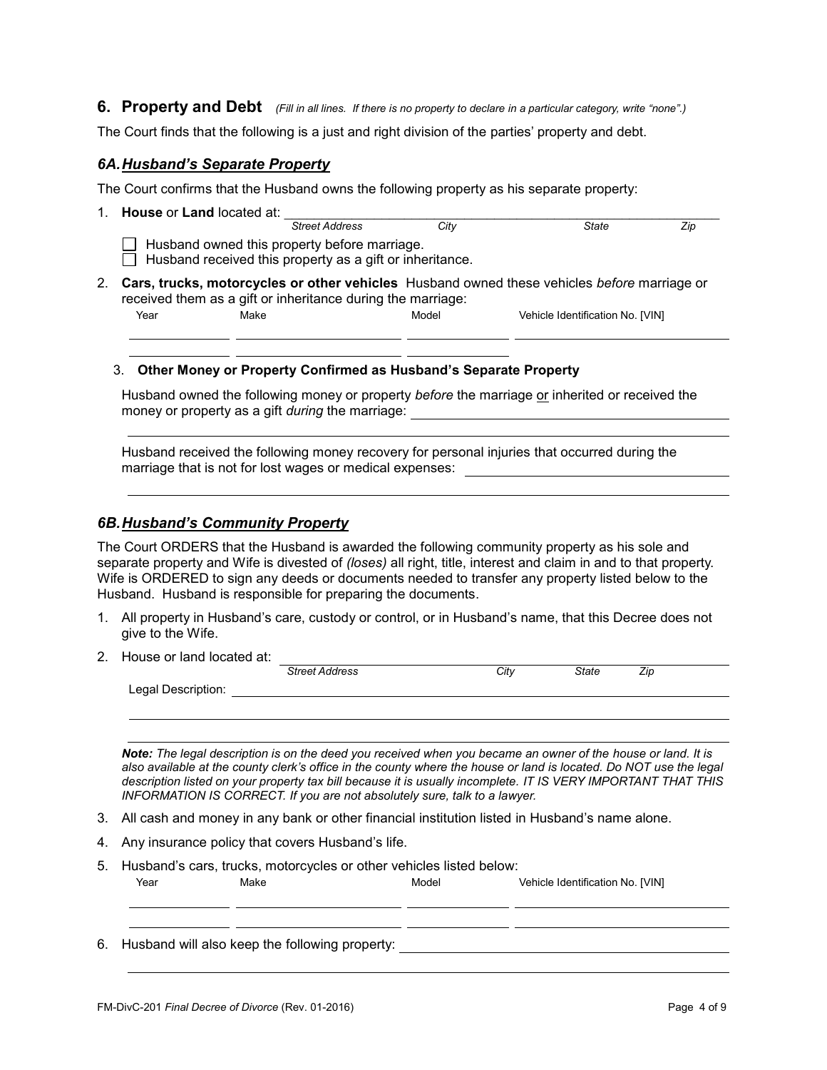## 6. Property and Debt *(Fill in all lines. If there is no property to declare in a particular category, write "none".)*

The Court finds that the following is a just and right division of the parties' property and debt.

### *6A. Husband's Separate Property*

The Court confirms that the Husband owns the following property as his separate property:

1. **House** or **Land** located at: \_\_\_\_\_\_\_\_\_\_\_\_\_\_\_\_\_\_\_\_\_\_\_\_\_\_\_\_\_\_\_\_\_\_\_\_\_\_\_\_\_\_\_\_\_\_\_\_

   *Street Address    City    State    Zip*

   ☐ Husband owned this property before marriage.
   ☐ Husband received this property as a gift or inheritance.

2. **Cars, trucks, motorcycles or other vehicles** Husband owned these vehicles *before* marriage or received them as a gift or inheritance during the marriage:

| Year | Make | Model | Vehicle Identification No. [VIN] |
|---|---|---|---|
| | | | |
| | | | |

3. **Other Money or Property Confirmed as Husband's Separate Property**

   Husband owned the following money or property *before* the marriage or inherited or received the money or property as a gift *during* the marriage: \_\_\_\_\_\_\_\_\_\_\_\_\_\_\_\_\_\_\_\_\_\_\_\_\_\_\_\_\_\_\_\_\_\_\_\_\_\_

   \_\_\_\_\_\_\_\_\_\_\_\_\_\_\_\_\_\_\_\_\_\_\_\_\_\_\_\_\_\_\_\_\_\_\_\_\_\_\_\_\_\_\_\_\_\_\_\_\_\_\_\_\_\_\_\_\_\_\_\_\_\_\_\_\_\_\_\_\_\_\_\_

   Husband received the following money recovery for personal injuries that occurred during the marriage that is not for lost wages or medical expenses: \_\_\_\_\_\_\_\_\_\_\_\_\_\_\_\_\_\_\_\_\_\_\_\_\_\_\_\_\_\_\_\_\_\_\_\_\_\_

   \_\_\_\_\_\_\_\_\_\_\_\_\_\_\_\_\_\_\_\_\_\_\_\_\_\_\_\_\_\_\_\_\_\_\_\_\_\_\_\_\_\_\_\_\_\_\_\_\_\_\_\_\_\_\_\_\_\_\_\_\_\_\_\_\_\_\_\_\_\_\_\_

### *6B. Husband's Community Property*

The Court ORDERS that the Husband is awarded the following community property as his sole and separate property and Wife is divested of *(loses)* all right, title, interest and claim in and to that property. Wife is ORDERED to sign any deeds or documents needed to transfer any property listed below to the Husband. Husband is responsible for preparing the documents.

1. All property in Husband's care, custody or control, or in Husband's name, that this Decree does not give to the Wife.

2. House or land located at: \_\_\_\_\_\_\_\_\_\_\_\_\_\_\_\_\_\_\_\_\_\_\_\_\_\_\_\_\_\_\_\_\_\_\_\_\_\_\_\_\_\_\_\_\_\_\_\_

   *Street Address    City    State    Zip*

   Legal Description: \_\_\_\_\_\_\_\_\_\_\_\_\_\_\_\_\_\_\_\_\_\_\_\_\_\_\_\_\_\_\_\_\_\_\_\_\_\_\_\_\_\_\_\_\_\_\_\_\_\_\_\_\_\_

   \_\_\_\_\_\_\_\_\_\_\_\_\_\_\_\_\_\_\_\_\_\_\_\_\_\_\_\_\_\_\_\_\_\_\_\_\_\_\_\_\_\_\_\_\_\_\_\_\_\_\_\_\_\_\_\_\_\_\_\_\_\_\_\_\_\_\_\_\_\_\_\_

   \_\_\_\_\_\_\_\_\_\_\_\_\_\_\_\_\_\_\_\_\_\_\_\_\_\_\_\_\_\_\_\_\_\_\_\_\_\_\_\_\_\_\_\_\_\_\_\_\_\_\_\_\_\_\_\_\_\_\_\_\_\_\_\_\_\_\_\_\_\_\_\_

   ***Note:*** *The legal description is on the deed you received when you became an owner of the house or land. It is also available at the county clerk's office in the county where the house or land is located. Do NOT use the legal description listed on your property tax bill because it is usually incomplete. IT IS VERY IMPORTANT THAT THIS INFORMATION IS CORRECT. If you are not absolutely sure, talk to a lawyer.*

3. All cash and money in any bank or other financial institution listed in Husband's name alone.

4. Any insurance policy that covers Husband's life.

5. Husband's cars, trucks, motorcycles or other vehicles listed below:

| Year | Make | Model | Vehicle Identification No. [VIN] |
|---|---|---|---|
| | | | |
| | | | |

6. Husband will also keep the following property: \_\_\_\_\_\_\_\_\_\_\_\_\_\_\_\_\_\_\_\_\_\_\_\_\_\_\_\_\_\_\_\_\_\_\_\_\_\_

   \_\_\_\_\_\_\_\_\_\_\_\_\_\_\_\_\_\_\_\_\_\_\_\_\_\_\_\_\_\_\_\_\_\_\_\_\_\_\_\_\_\_\_\_\_\_\_\_\_\_\_\_\_\_\_\_\_\_\_\_\_\_\_\_\_\_\_\_\_\_\_\_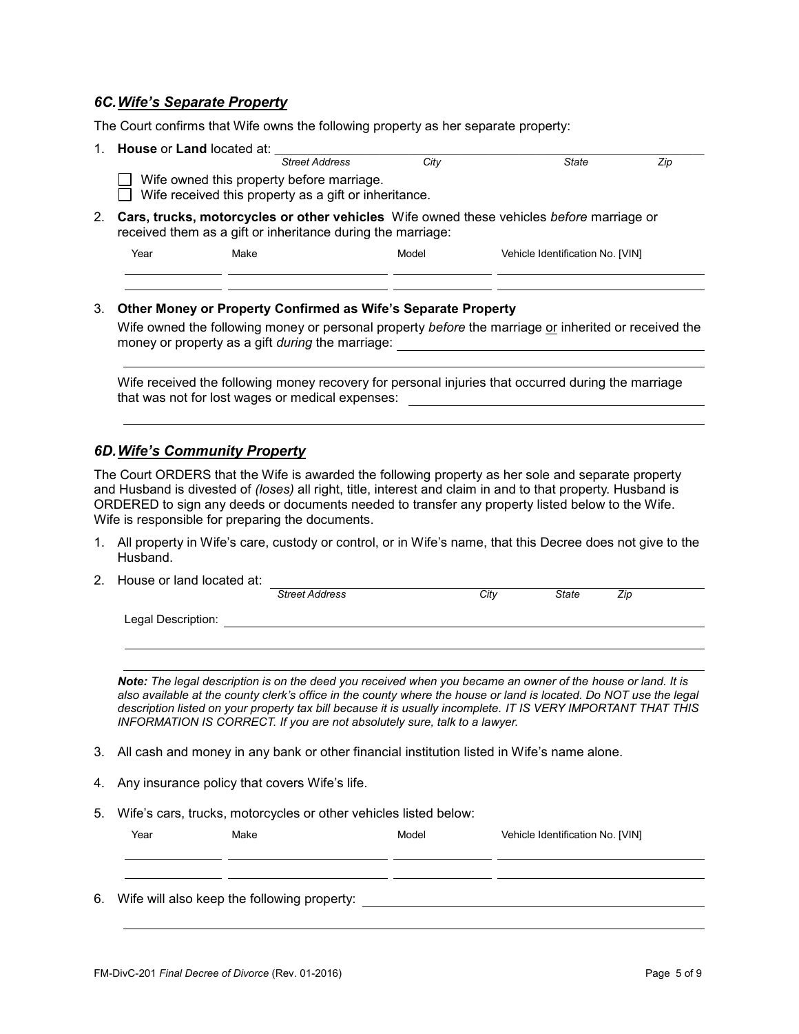### *6C. Wife's Separate Property*

The Court confirms that Wife owns the following property as her separate property:

1. **House** or **Land** located at: ______________________________
   *Street Address* *City* *State* *Zip*

   ☐ Wife owned this property before marriage.
   ☐ Wife received this property as a gift or inheritance.

2. **Cars, trucks, motorcycles or other vehicles** Wife owned these vehicles *before* marriage or received them as a gift or inheritance during the marriage:

| Year | Make | Model | Vehicle Identification No. [VIN] |
|---|---|---|---|
| | | | |
| | | | |

3. **Other Money or Property Confirmed as Wife's Separate Property**

   Wife owned the following money or personal property *before* the marriage or inherited or received the money or property as a gift *during* the marriage: ______________________________

   Wife received the following money recovery for personal injuries that occurred during the marriage that was not for lost wages or medical expenses: ______________________________

### *6D. Wife's Community Property*

The Court ORDERS that the Wife is awarded the following property as her sole and separate property and Husband is divested of *(loses)* all right, title, interest and claim in and to that property. Husband is ORDERED to sign any deeds or documents needed to transfer any property listed below to the Wife. Wife is responsible for preparing the documents.

1. All property in Wife's care, custody or control, or in Wife's name, that this Decree does not give to the Husband.

2. House or land located at: ______________________________
   *Street Address* *City* *State* *Zip*

   Legal Description: ______________________________

   ***Note:*** *The legal description is on the deed you received when you became an owner of the house or land. It is also available at the county clerk's office in the county where the house or land is located. Do NOT use the legal description listed on your property tax bill because it is usually incomplete. IT IS VERY IMPORTANT THAT THIS INFORMATION IS CORRECT. If you are not absolutely sure, talk to a lawyer.*

3. All cash and money in any bank or other financial institution listed in Wife's name alone.

4. Any insurance policy that covers Wife's life.

5. Wife's cars, trucks, motorcycles or other vehicles listed below:

| Year | Make | Model | Vehicle Identification No. [VIN] |
|---|---|---|---|
| | | | |
| | | | |

6. Wife will also keep the following property: ______________________________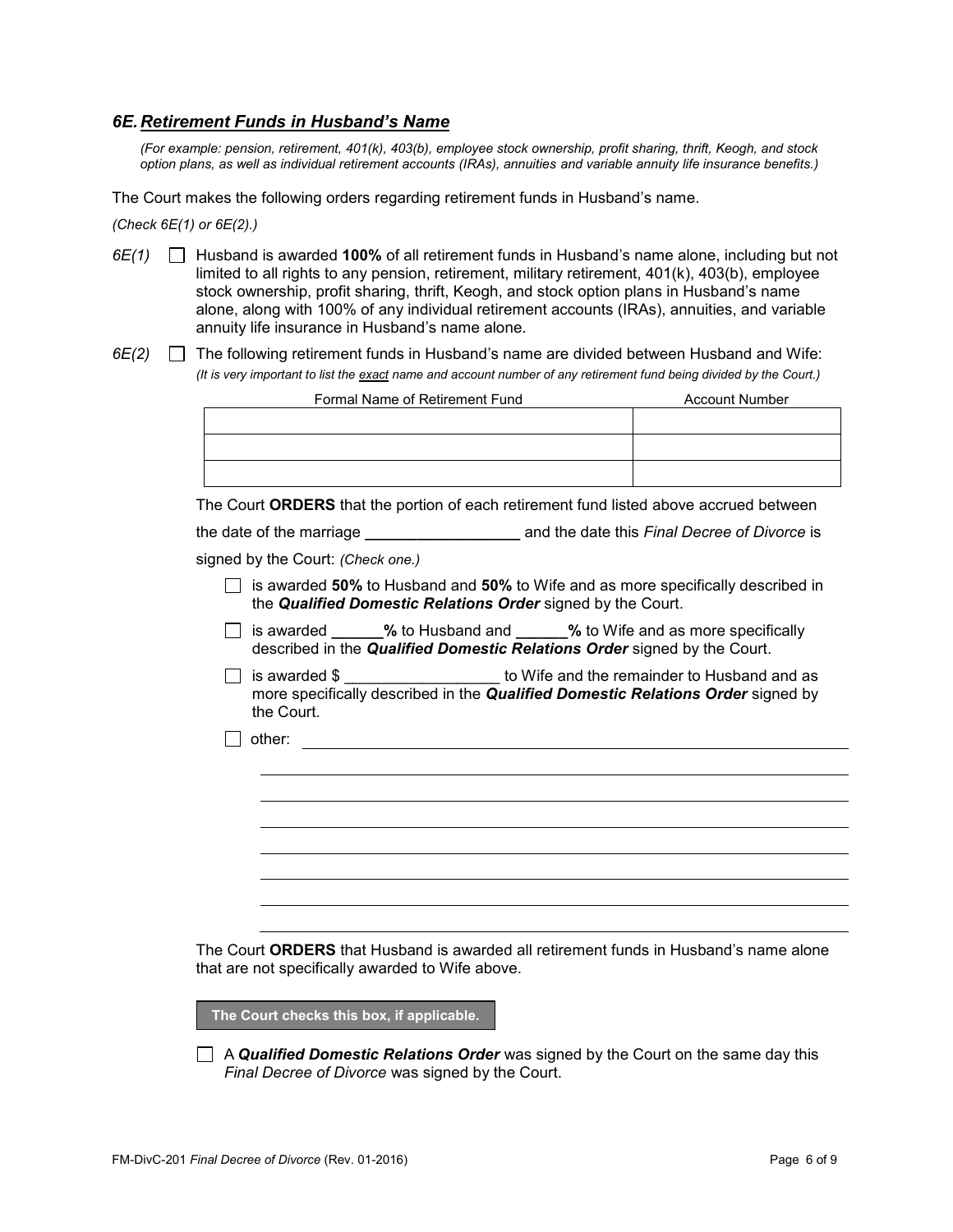## *6E. Retirement Funds in Husband's Name*

*(For example: pension, retirement, 401(k), 403(b), employee stock ownership, profit sharing, thrift, Keogh, and stock option plans, as well as individual retirement accounts (IRAs), annuities and variable annuity life insurance benefits.)*

The Court makes the following orders regarding retirement funds in Husband's name.

*(Check 6E(1) or 6E(2).)*

*6E(1)* ☐ Husband is awarded **100%** of all retirement funds in Husband's name alone, including but not limited to all rights to any pension, retirement, military retirement, 401(k), 403(b), employee stock ownership, profit sharing, thrift, Keogh, and stock option plans in Husband's name alone, along with 100% of any individual retirement accounts (IRAs), annuities, and variable annuity life insurance in Husband's name alone.

*6E(2)* ☐ The following retirement funds in Husband's name are divided between Husband and Wife:
*(It is very important to list the exact name and account number of any retirement fund being divided by the Court.)*

| Formal Name of Retirement Fund | Account Number |
|---|---|
| | |
| | |
| | |

The Court **ORDERS** that the portion of each retirement fund listed above accrued between the date of the marriage __________________ and the date this *Final Decree of Divorce* is signed by the Court: *(Check one.)*

☐ is awarded **50%** to Husband and **50%** to Wife and as more specifically described in the ***Qualified Domestic Relations Order*** signed by the Court.

☐ is awarded ______**%** to Husband and ______**%** to Wife and as more specifically described in the ***Qualified Domestic Relations Order*** signed by the Court.

☐ is awarded $ __________________ to Wife and the remainder to Husband and as more specifically described in the ***Qualified Domestic Relations Order*** signed by the Court.

☐ other: ____________________________________________________________

The Court **ORDERS** that Husband is awarded all retirement funds in Husband's name alone that are not specifically awarded to Wife above.

**The Court checks this box, if applicable.**

☐ A ***Qualified Domestic Relations Order*** was signed by the Court on the same day this *Final Decree of Divorce* was signed by the Court.

FM-DivC-201 *Final Decree of Divorce* (Rev. 01-2016)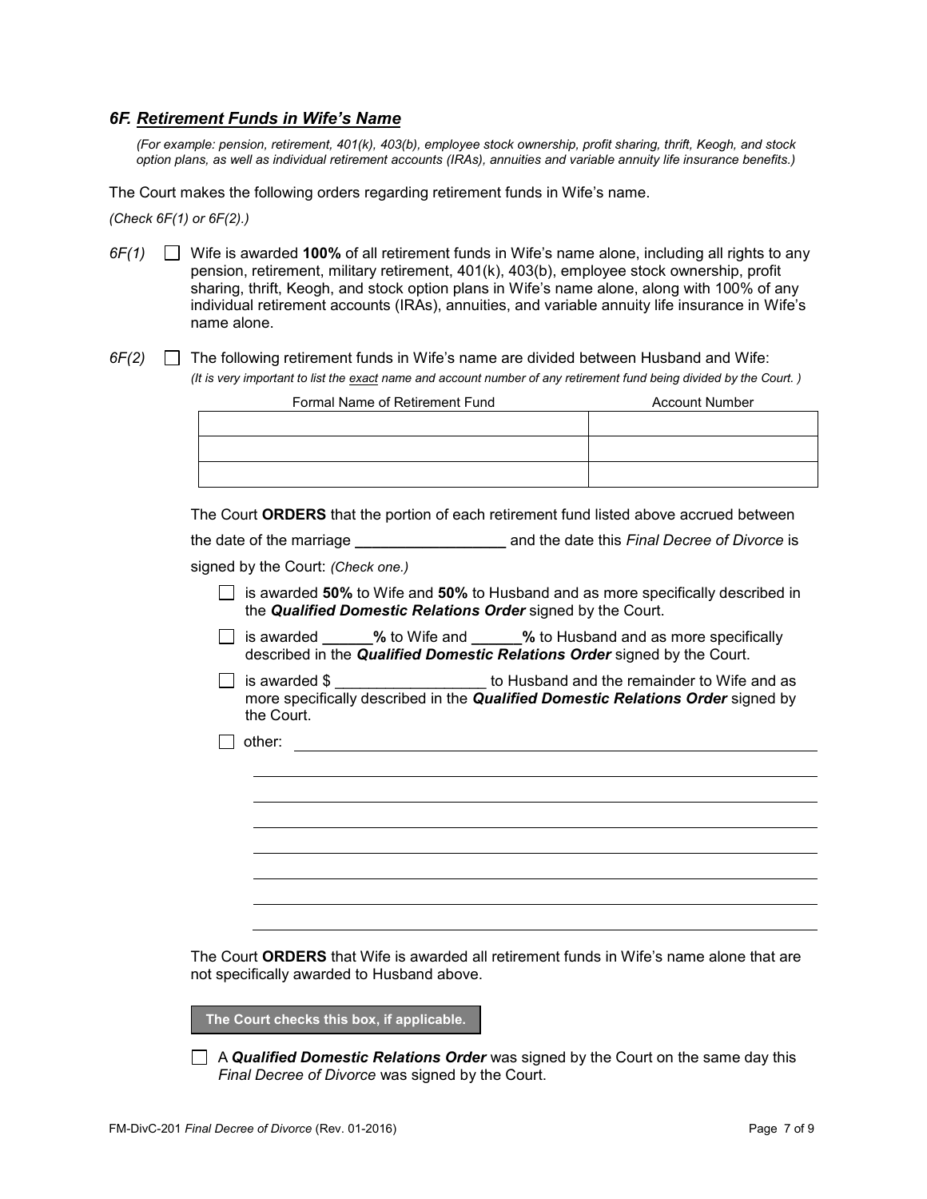### *6F. Retirement Funds in Wife's Name*

*(For example: pension, retirement, 401(k), 403(b), employee stock ownership, profit sharing, thrift, Keogh, and stock option plans, as well as individual retirement accounts (IRAs), annuities and variable annuity life insurance benefits.)*

The Court makes the following orders regarding retirement funds in Wife's name.

*(Check 6F(1) or 6F(2).)*

*6F(1)* ☐ Wife is awarded **100%** of all retirement funds in Wife's name alone, including all rights to any pension, retirement, military retirement, 401(k), 403(b), employee stock ownership, profit sharing, thrift, Keogh, and stock option plans in Wife's name alone, along with 100% of any individual retirement accounts (IRAs), annuities, and variable annuity life insurance in Wife's name alone.

*6F(2)* ☐ The following retirement funds in Wife's name are divided between Husband and Wife:
*(It is very important to list the exact name and account number of any retirement fund being divided by the Court. )*

| Formal Name of Retirement Fund | Account Number |
|---|---|
| | |
| | |
| | |

The Court **ORDERS** that the portion of each retirement fund listed above accrued between the date of the marriage __________________ and the date this *Final Decree of Divorce* is signed by the Court: *(Check one.)*

☐ is awarded **50%** to Wife and **50%** to Husband and as more specifically described in the ***Qualified Domestic Relations Order*** signed by the Court.

☐ is awarded ______**%** to Wife and ______**%** to Husband and as more specifically described in the ***Qualified Domestic Relations Order*** signed by the Court.

☐ is awarded $ __________________ to Husband and the remainder to Wife and as more specifically described in the ***Qualified Domestic Relations Order*** signed by the Court.

☐ other: ____________________________________________________________

____________________________________________________________

____________________________________________________________

____________________________________________________________

____________________________________________________________

____________________________________________________________

____________________________________________________________

____________________________________________________________

The Court **ORDERS** that Wife is awarded all retirement funds in Wife's name alone that are not specifically awarded to Husband above.

**The Court checks this box, if applicable.**

☐ A ***Qualified Domestic Relations Order*** was signed by the Court on the same day this *Final Decree of Divorce* was signed by the Court.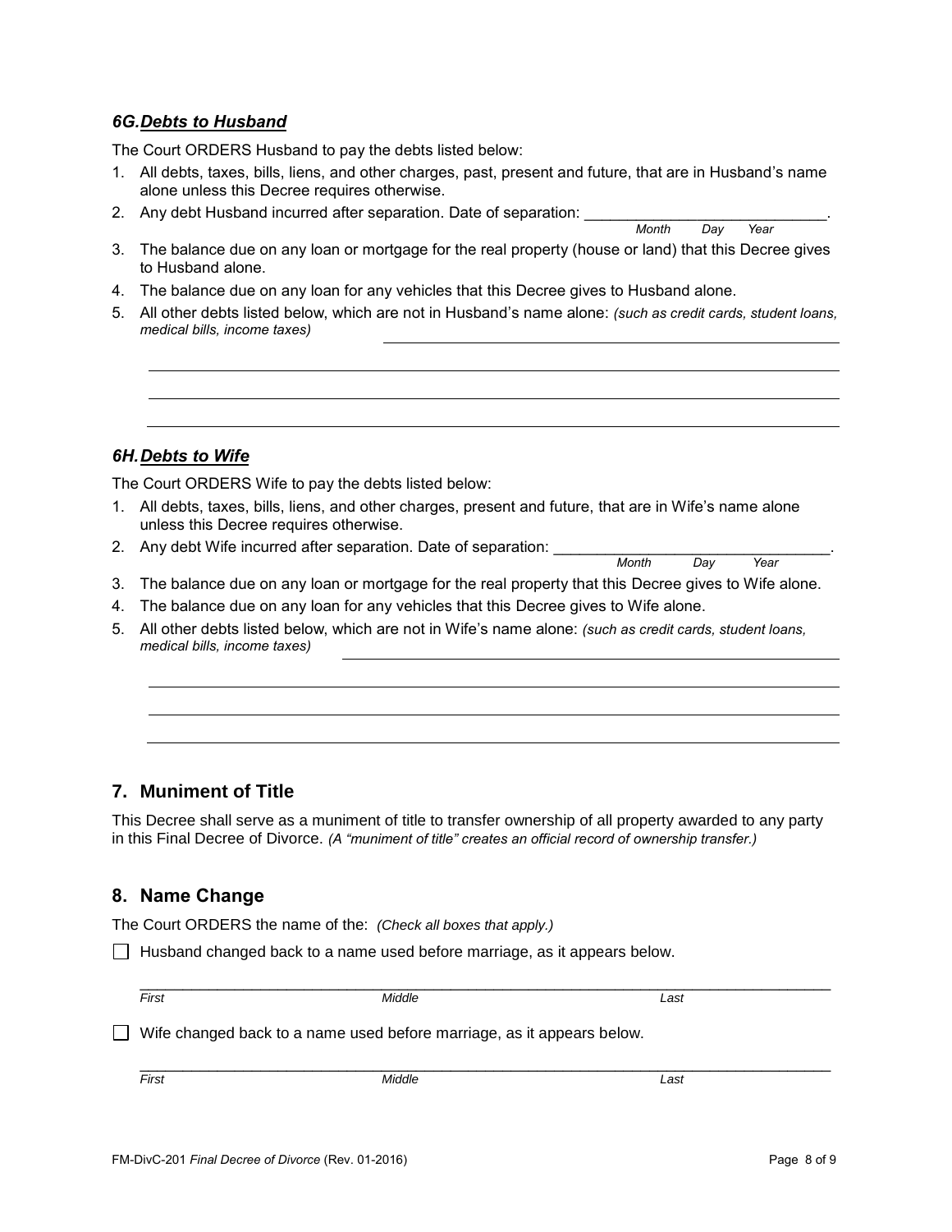### *6G. Debts to Husband*

The Court ORDERS Husband to pay the debts listed below:

1. All debts, taxes, bills, liens, and other charges, past, present and future, that are in Husband's name alone unless this Decree requires otherwise.
2. Any debt Husband incurred after separation. Date of separation: ____________________________.
   *Month Day Year*
3. The balance due on any loan or mortgage for the real property (house or land) that this Decree gives to Husband alone.
4. The balance due on any loan for any vehicles that this Decree gives to Husband alone.
5. All other debts listed below, which are not in Husband's name alone: *(such as credit cards, student loans, medical bills, income taxes)* ____________________________________________

   ____________________________________________________________________________

   ____________________________________________________________________________

   ____________________________________________________________________________

### *6H. Debts to Wife*

The Court ORDERS Wife to pay the debts listed below:

1. All debts, taxes, bills, liens, and other charges, present and future, that are in Wife's name alone unless this Decree requires otherwise.
2. Any debt Wife incurred after separation. Date of separation: ________________________________.
   *Month Day Year*
3. The balance due on any loan or mortgage for the real property that this Decree gives to Wife alone.
4. The balance due on any loan for any vehicles that this Decree gives to Wife alone.
5. All other debts listed below, which are not in Wife's name alone: *(such as credit cards, student loans, medical bills, income taxes)* ____________________________________________

   ____________________________________________________________________________

   ____________________________________________________________________________

   ____________________________________________________________________________

## 7. Muniment of Title

This Decree shall serve as a muniment of title to transfer ownership of all property awarded to any party in this Final Decree of Divorce. *(A "muniment of title" creates an official record of ownership transfer.)*

## 8. Name Change

The Court ORDERS the name of the: *(Check all boxes that apply.)*

☐ Husband changed back to a name used before marriage, as it appears below.

______________________________________________________________________________
*First* *Middle* *Last*

☐ Wife changed back to a name used before marriage, as it appears below.

______________________________________________________________________________
*First* *Middle* *Last*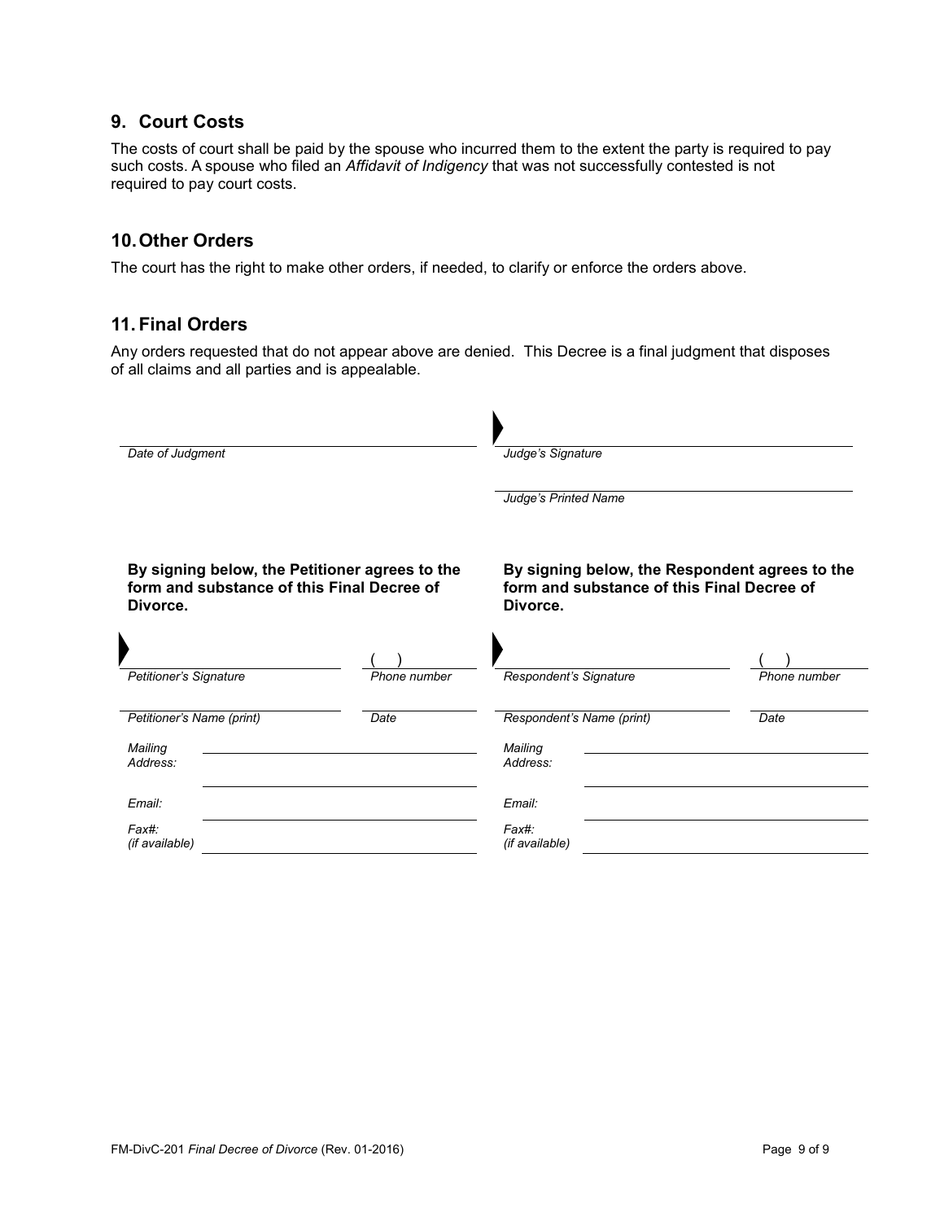## 9. Court Costs

The costs of court shall be paid by the spouse who incurred them to the extent the party is required to pay such costs. A spouse who filed an *Affidavit of Indigency* that was not successfully contested is not required to pay court costs.

## 10. Other Orders

The court has the right to make other orders, if needed, to clarify or enforce the orders above.

## 11. Final Orders

Any orders requested that do not appear above are denied. This Decree is a final judgment that disposes of all claims and all parties and is appealable.

_______________________________
*Date of Judgment*

_______________________________
*Judge's Signature*

_______________________________
*Judge's Printed Name*

**By signing below, the Petitioner agrees to the form and substance of this Final Decree of Divorce.**

| | |
|---|---|
| *Petitioner's Signature* | ( ) *Phone number* |
| *Petitioner's Name (print)* | *Date* |
| *Mailing Address:* | |
| *Email:* | |
| *Fax#: (if available)* | |

**By signing below, the Respondent agrees to the form and substance of this Final Decree of Divorce.**

| | |
|---|---|
| *Respondent's Signature* | ( ) *Phone number* |
| *Respondent's Name (print)* | *Date* |
| *Mailing Address:* | |
| *Email:* | |
| *Fax#: (if available)* | |

FM-DivC-201 *Final Decree of Divorce* (Rev. 01-2016)